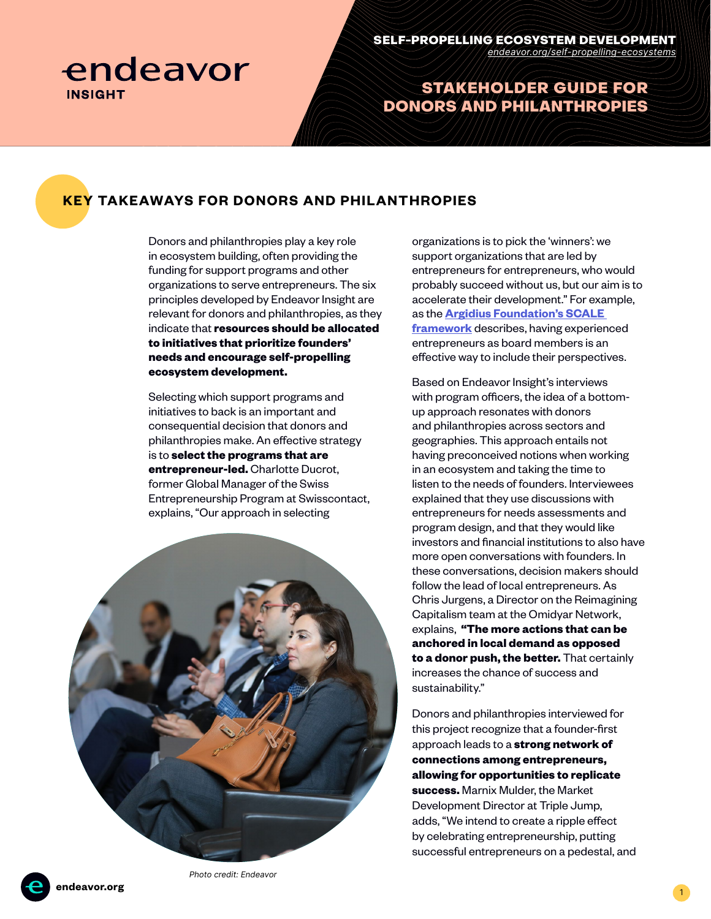endeavor
INSIGHT

**SELF-PROPELLING ECOSYSTEM DEVELOPMENT**
*endeavor.org/self-propelling-ecosystems*

# STAKEHOLDER GUIDE FOR DONORS AND PHILANTHROPIES

## KEY TAKEAWAYS FOR DONORS AND PHILANTHROPIES

Donors and philanthropies play a key role in ecosystem building, often providing the funding for support programs and other organizations to serve entrepreneurs. The six principles developed by Endeavor Insight are relevant for donors and philanthropies, as they indicate that **resources should be allocated to initiatives that prioritize founders' needs and encourage self-propelling ecosystem development.**

Selecting which support programs and initiatives to back is an important and consequential decision that donors and philanthropies make. An effective strategy is to **select the programs that are entrepreneur-led.** Charlotte Ducrot, former Global Manager of the Swiss Entrepreneurship Program at Swisscontact, explains, "Our approach in selecting organizations is to pick the 'winners': we support organizations that are led by entrepreneurs for entrepreneurs, who would probably succeed without us, but our aim is to accelerate their development." For example, as the **Argidius Foundation's SCALE framework** describes, having experienced entrepreneurs as board members is an effective way to include their perspectives.

*Photo credit: Endeavor*

Based on Endeavor Insight's interviews with program officers, the idea of a bottom-up approach resonates with donors and philanthropies across sectors and geographies. This approach entails not having preconceived notions when working in an ecosystem and taking the time to listen to the needs of founders. Interviewees explained that they use discussions with entrepreneurs for needs assessments and program design, and that they would like investors and financial institutions to also have more open conversations with founders. In these conversations, decision makers should follow the lead of local entrepreneurs. As Chris Jurgens, a Director on the Reimagining Capitalism team at the Omidyar Network, explains, **"The more actions that can be anchored in local demand as opposed to a donor push, the better.** That certainly increases the chance of success and sustainability."

Donors and philanthropies interviewed for this project recognize that a founder-first approach leads to a **strong network of connections among entrepreneurs, allowing for opportunities to replicate success.** Marnix Mulder, the Market Development Director at Triple Jump, adds, "We intend to create a ripple effect by celebrating entrepreneurship, putting successful entrepreneurs on a pedestal, and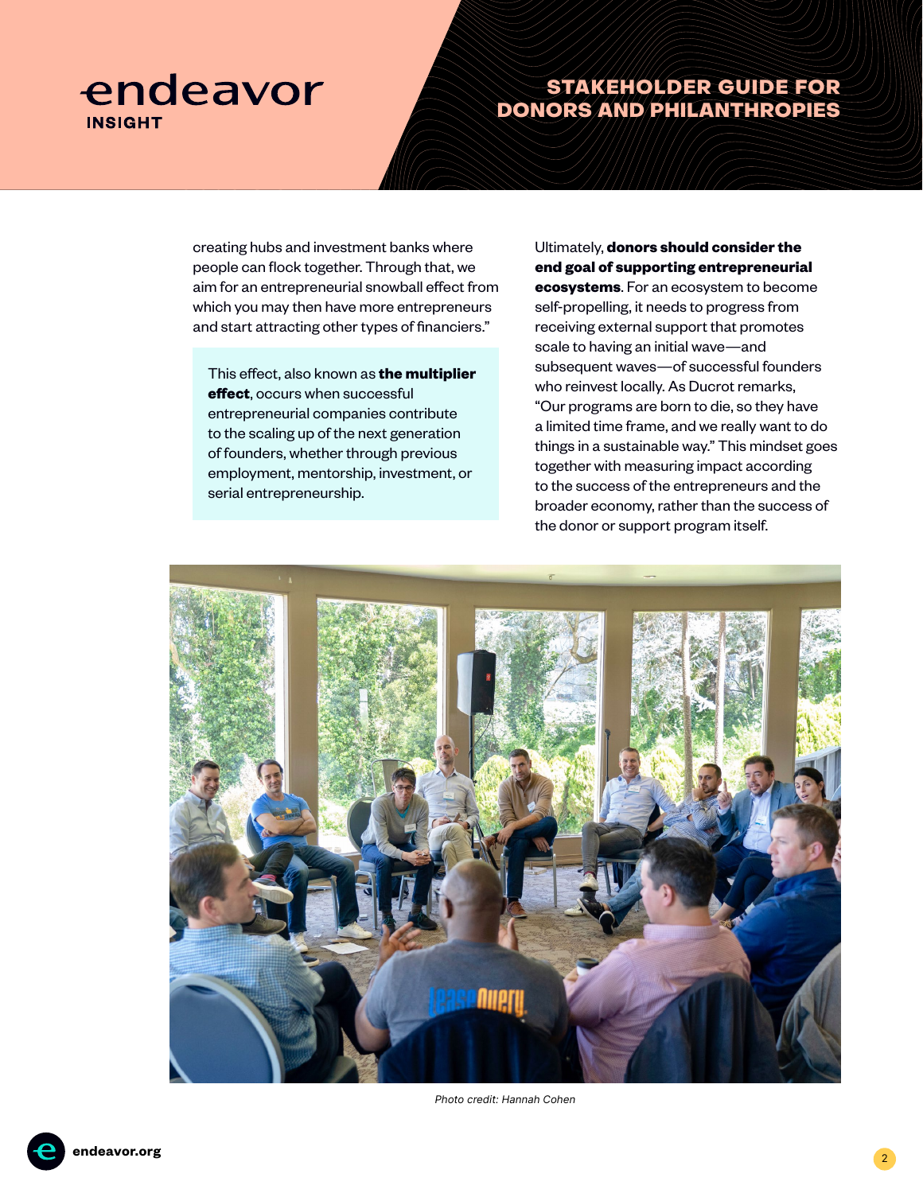creating hubs and investment banks where people can flock together. Through that, we aim for an entrepreneurial snowball effect from which you may then have more entrepreneurs and start attracting other types of financiers."

This effect, also known as **the multiplier effect**, occurs when successful entrepreneurial companies contribute to the scaling up of the next generation of founders, whether through previous employment, mentorship, investment, or serial entrepreneurship.

Ultimately, **donors should consider the end goal of supporting entrepreneurial ecosystems**. For an ecosystem to become self-propelling, it needs to progress from receiving external support that promotes scale to having an initial wave—and subsequent waves—of successful founders who reinvest locally. As Ducrot remarks, "Our programs are born to die, so they have a limited time frame, and we really want to do things in a sustainable way." This mindset goes together with measuring impact according to the success of the entrepreneurs and the broader economy, rather than the success of the donor or support program itself.

*Photo credit: Hannah Cohen*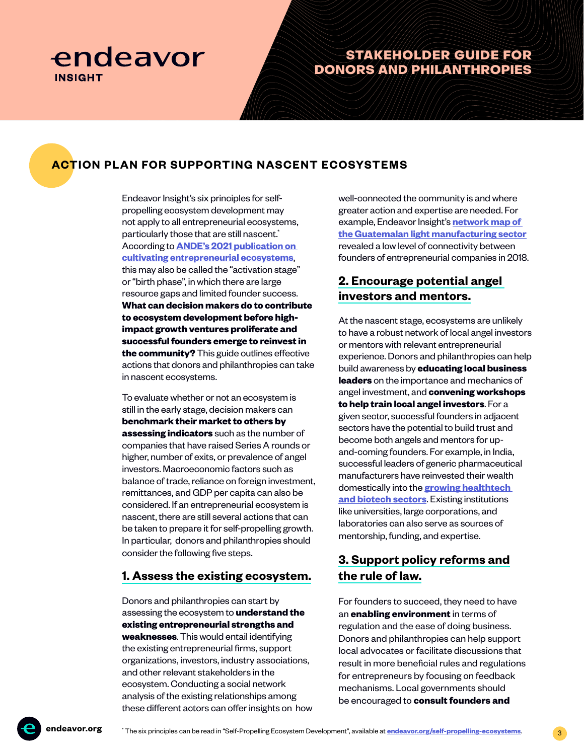# STAKEHOLDER GUIDE FOR DONORS AND PHILANTHROPIES

## ACTION PLAN FOR SUPPORTING NASCENT ECOSYSTEMS

Endeavor Insight's six principles for self-propelling ecosystem development may not apply to all entrepreneurial ecosystems, particularly those that are still nascent.* According to [ANDE's 2021 publication on cultivating entrepreneurial ecosystems](), this may also be called the "activation stage" or "birth phase", in which there are large resource gaps and limited founder success. **What can decision makers do to contribute to ecosystem development before high-impact growth ventures proliferate and successful founders emerge to reinvest in the community?** This guide outlines effective actions that donors and philanthropies can take in nascent ecosystems.

To evaluate whether or not an ecosystem is still in the early stage, decision makers can **benchmark their market to others by assessing indicators** such as the number of companies that have raised Series A rounds or higher, number of exits, or prevalence of angel investors. Macroeconomic factors such as balance of trade, reliance on foreign investment, remittances, and GDP per capita can also be considered. If an entrepreneurial ecosystem is nascent, there are still several actions that can be taken to prepare it for self-propelling growth. In particular, donors and philanthropies should consider the following five steps.

### 1. Assess the existing ecosystem.

Donors and philanthropies can start by assessing the ecosystem to **understand the existing entrepreneurial strengths and weaknesses**. This would entail identifying the existing entrepreneurial firms, support organizations, investors, industry associations, and other relevant stakeholders in the ecosystem. Conducting a social network analysis of the existing relationships among these different actors can offer insights on how well-connected the community is and where greater action and expertise are needed. For example, Endeavor Insight's [network map of the Guatemalan light manufacturing sector]() revealed a low level of connectivity between founders of entrepreneurial companies in 2018.

### 2. Encourage potential angel investors and mentors.

At the nascent stage, ecosystems are unlikely to have a robust network of local angel investors or mentors with relevant entrepreneurial experience. Donors and philanthropies can help build awareness by **educating local business leaders** on the importance and mechanics of angel investment, and **convening workshops to help train local angel investors**. For a given sector, successful founders in adjacent sectors have the potential to build trust and become both angels and mentors for up-and-coming founders. For example, in India, successful leaders of generic pharmaceutical manufacturers have reinvested their wealth domestically into the [growing healthtech and biotech sectors](). Existing institutions like universities, large corporations, and laboratories can also serve as sources of mentorship, funding, and expertise.

### 3. Support policy reforms and the rule of law.

For founders to succeed, they need to have an **enabling environment** in terms of regulation and the ease of doing business. Donors and philanthropies can help support local advocates or facilitate discussions that result in more beneficial rules and regulations for entrepreneurs by focusing on feedback mechanisms. Local governments should be encouraged to **consult founders and**

* The six principles can be read in "Self-Propelling Ecosystem Development", available at [endeavor.org/self-propelling-ecosystems]().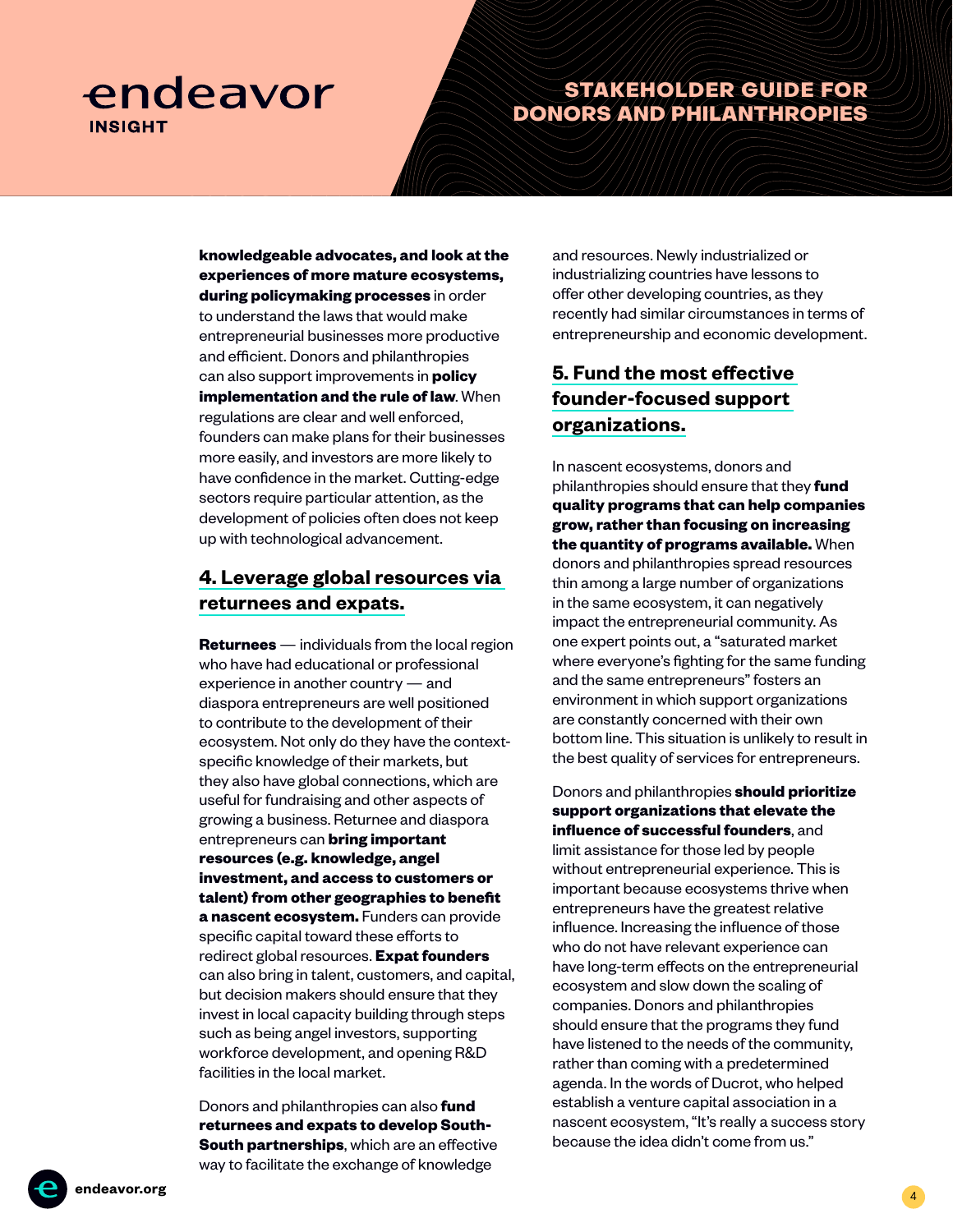**knowledgeable advocates, and look at the experiences of more mature ecosystems, during policymaking processes** in order to understand the laws that would make entrepreneurial businesses more productive and efficient. Donors and philanthropies can also support improvements in **policy implementation and the rule of law**. When regulations are clear and well enforced, founders can make plans for their businesses more easily, and investors are more likely to have confidence in the market. Cutting-edge sectors require particular attention, as the development of policies often does not keep up with technological advancement.

## 4. Leverage global resources via returnees and expats.

**Returnees** — individuals from the local region who have had educational or professional experience in another country — and diaspora entrepreneurs are well positioned to contribute to the development of their ecosystem. Not only do they have the context-specific knowledge of their markets, but they also have global connections, which are useful for fundraising and other aspects of growing a business. Returnee and diaspora entrepreneurs can **bring important resources (e.g. knowledge, angel investment, and access to customers or talent) from other geographies to benefit a nascent ecosystem.** Funders can provide specific capital toward these efforts to redirect global resources. **Expat founders** can also bring in talent, customers, and capital, but decision makers should ensure that they invest in local capacity building through steps such as being angel investors, supporting workforce development, and opening R&D facilities in the local market.

Donors and philanthropies can also **fund returnees and expats to develop South-South partnerships**, which are an effective way to facilitate the exchange of knowledge and resources. Newly industrialized or industrializing countries have lessons to offer other developing countries, as they recently had similar circumstances in terms of entrepreneurship and economic development.

## 5. Fund the most effective founder-focused support organizations.

In nascent ecosystems, donors and philanthropies should ensure that they **fund quality programs that can help companies grow, rather than focusing on increasing the quantity of programs available.** When donors and philanthropies spread resources thin among a large number of organizations in the same ecosystem, it can negatively impact the entrepreneurial community. As one expert points out, a "saturated market where everyone's fighting for the same funding and the same entrepreneurs" fosters an environment in which support organizations are constantly concerned with their own bottom line. This situation is unlikely to result in the best quality of services for entrepreneurs.

Donors and philanthropies **should prioritize support organizations that elevate the influence of successful founders**, and limit assistance for those led by people without entrepreneurial experience. This is important because ecosystems thrive when entrepreneurs have the greatest relative influence. Increasing the influence of those who do not have relevant experience can have long-term effects on the entrepreneurial ecosystem and slow down the scaling of companies. Donors and philanthropies should ensure that the programs they fund have listened to the needs of the community, rather than coming with a predetermined agenda. In the words of Ducrot, who helped establish a venture capital association in a nascent ecosystem, "It's really a success story because the idea didn't come from us."